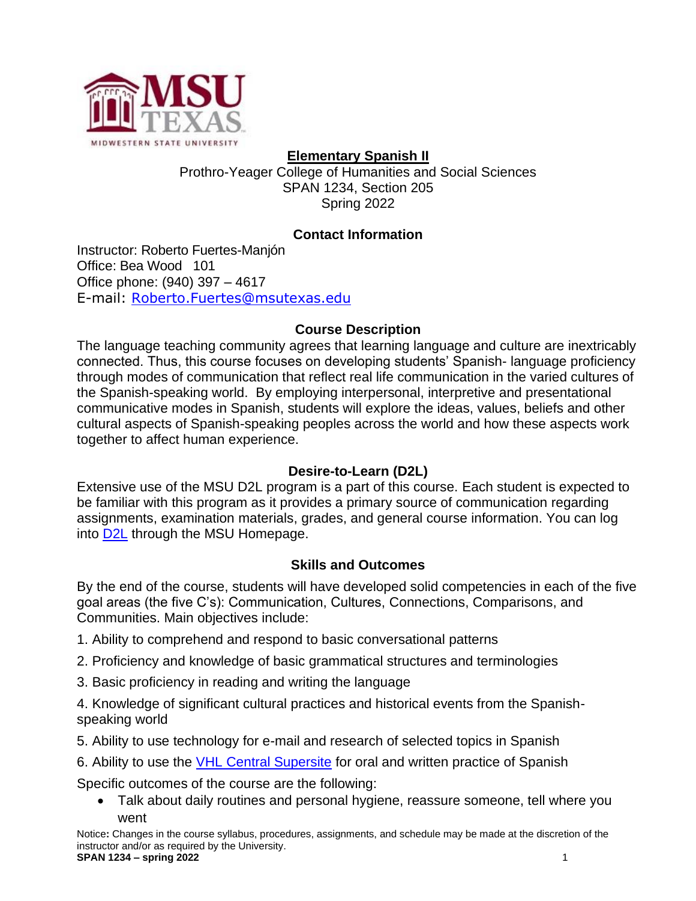# Elementary Spanish II

Prothro-Yeager College of Humanities and Social Sciences
SPAN 1234, Section 205
Spring 2022

## Contact Information

Instructor: Roberto Fuertes-Manjón
Office: Bea Wood 101
Office phone: (940) 397 – 4617
E-mail: Roberto.Fuertes@msutexas.edu

## Course Description

The language teaching community agrees that learning language and culture are inextricably connected. Thus, this course focuses on developing students' Spanish- language proficiency through modes of communication that reflect real life communication in the varied cultures of the Spanish-speaking world. By employing interpersonal, interpretive and presentational communicative modes in Spanish, students will explore the ideas, values, beliefs and other cultural aspects of Spanish-speaking peoples across the world and how these aspects work together to affect human experience.

## Desire-to-Learn (D2L)

Extensive use of the MSU D2L program is a part of this course. Each student is expected to be familiar with this program as it provides a primary source of communication regarding assignments, examination materials, grades, and general course information. You can log into D2L through the MSU Homepage.

## Skills and Outcomes

By the end of the course, students will have developed solid competencies in each of the five goal areas (the five C's): Communication, Cultures, Connections, Comparisons, and Communities. Main objectives include:

1. Ability to comprehend and respond to basic conversational patterns
2. Proficiency and knowledge of basic grammatical structures and terminologies
3. Basic proficiency in reading and writing the language
4. Knowledge of significant cultural practices and historical events from the Spanish-speaking world
5. Ability to use technology for e-mail and research of selected topics in Spanish
6. Ability to use the VHL Central Supersite for oral and written practice of Spanish

Specific outcomes of the course are the following:

- Talk about daily routines and personal hygiene, reassure someone, tell where you went

Notice**:** Changes in the course syllabus, procedures, assignments, and schedule may be made at the discretion of the instructor and/or as required by the University.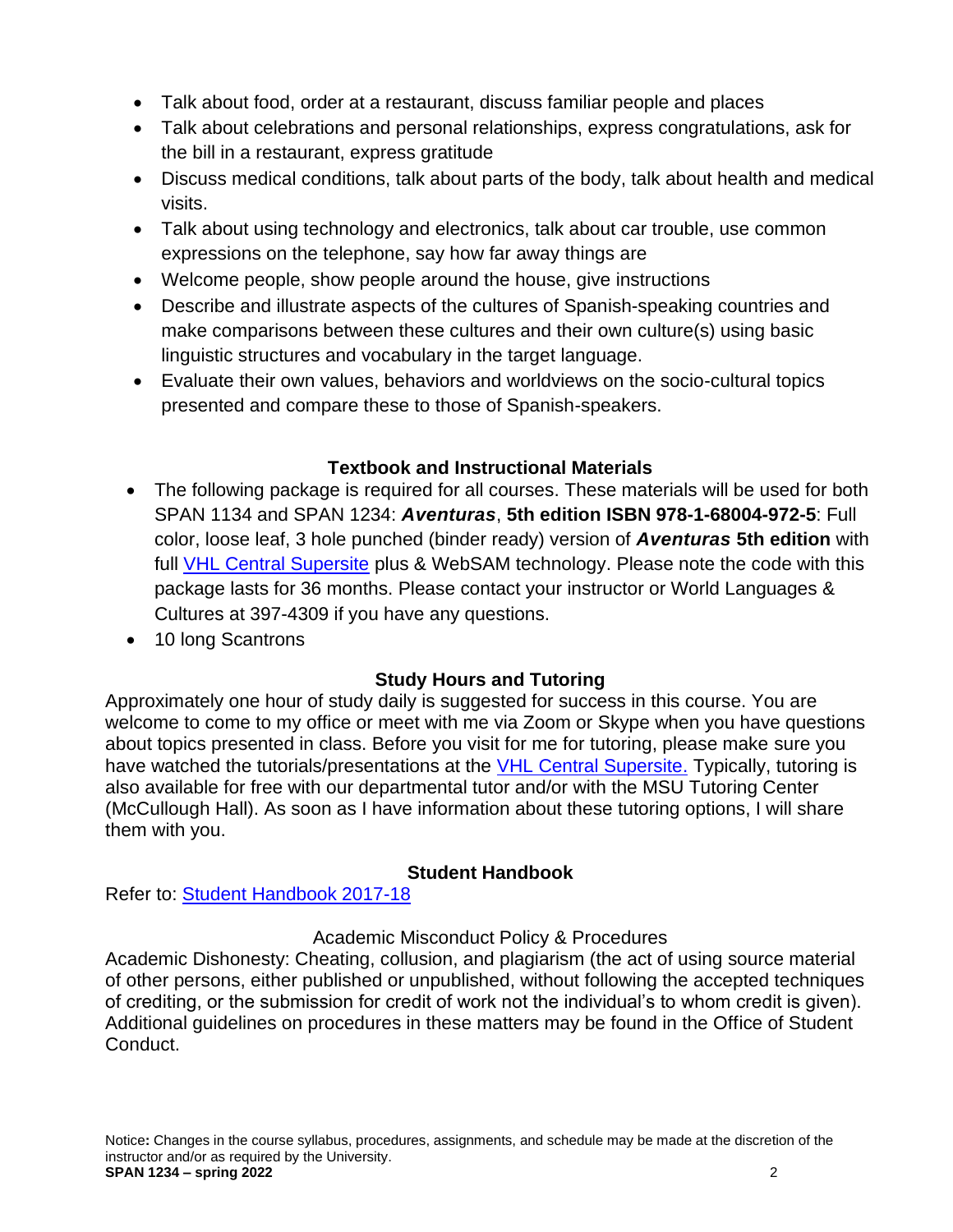- Talk about food, order at a restaurant, discuss familiar people and places
- Talk about celebrations and personal relationships, express congratulations, ask for the bill in a restaurant, express gratitude
- Discuss medical conditions, talk about parts of the body, talk about health and medical visits.
- Talk about using technology and electronics, talk about car trouble, use common expressions on the telephone, say how far away things are
- Welcome people, show people around the house, give instructions
- Describe and illustrate aspects of the cultures of Spanish-speaking countries and make comparisons between these cultures and their own culture(s) using basic linguistic structures and vocabulary in the target language.
- Evaluate their own values, behaviors and worldviews on the socio-cultural topics presented and compare these to those of Spanish-speakers.

## Textbook and Instructional Materials

- The following package is required for all courses. These materials will be used for both SPAN 1134 and SPAN 1234: ***Aventuras***, **5th edition ISBN 978-1-68004-972-5**: Full color, loose leaf, 3 hole punched (binder ready) version of ***Aventuras* 5th edition** with full [VHL Central Supersite]() plus & WebSAM technology. Please note the code with this package lasts for 36 months. Please contact your instructor or World Languages & Cultures at 397-4309 if you have any questions.
- 10 long Scantrons

## Study Hours and Tutoring

Approximately one hour of study daily is suggested for success in this course. You are welcome to come to my office or meet with me via Zoom or Skype when you have questions about topics presented in class. Before you visit for me for tutoring, please make sure you have watched the tutorials/presentations at the [VHL Central Supersite.]() Typically, tutoring is also available for free with our departmental tutor and/or with the MSU Tutoring Center (McCullough Hall). As soon as I have information about these tutoring options, I will share them with you.

## Student Handbook

Refer to: [Student Handbook 2017-18]()

### Academic Misconduct Policy & Procedures

Academic Dishonesty: Cheating, collusion, and plagiarism (the act of using source material of other persons, either published or unpublished, without following the accepted techniques of crediting, or the submission for credit of work not the individual's to whom credit is given). Additional guidelines on procedures in these matters may be found in the Office of Student Conduct.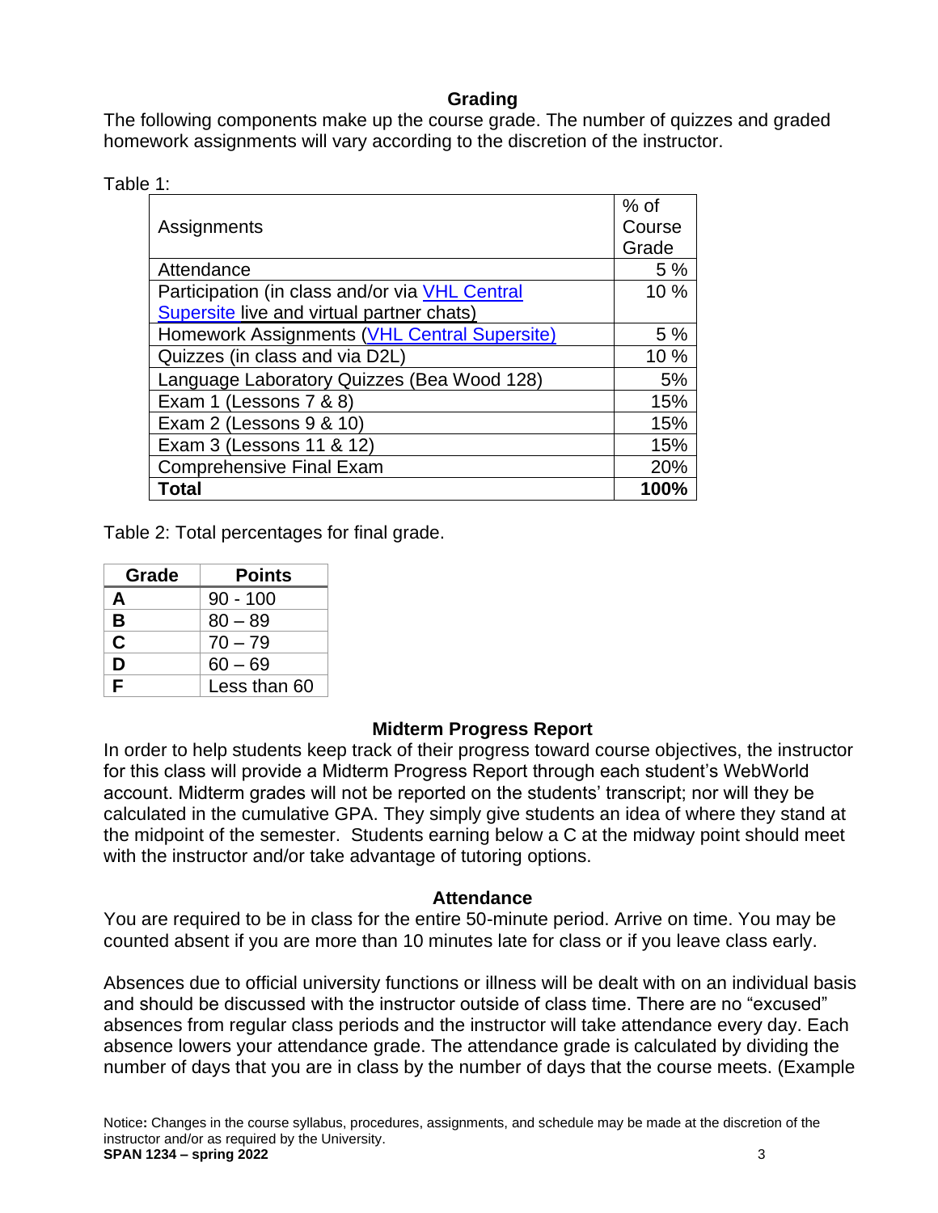## Grading

The following components make up the course grade. The number of quizzes and graded homework assignments will vary according to the discretion of the instructor.

Table 1:

| Assignments | % of Course Grade |
|---|---|
| Attendance | 5 % |
| Participation (in class and/or via [VHL Central Supersite](VHL Central Supersite) live and virtual partner chats) | 10 % |
| Homework Assignments ([VHL Central Supersite](VHL Central Supersite)) | 5 % |
| Quizzes (in class and via D2L) | 10 % |
| Language Laboratory Quizzes (Bea Wood 128) | 5% |
| Exam 1 (Lessons 7 & 8) | 15% |
| Exam 2 (Lessons 9 & 10) | 15% |
| Exam 3 (Lessons 11 & 12) | 15% |
| Comprehensive Final Exam | 20% |
| **Total** | **100%** |

Table 2: Total percentages for final grade.

| Grade | Points |
|---|---|
| **A** | 90 - 100 |
| **B** | 80 – 89 |
| **C** | 70 – 79 |
| **D** | 60 – 69 |
| **F** | Less than 60 |

## Midterm Progress Report

In order to help students keep track of their progress toward course objectives, the instructor for this class will provide a Midterm Progress Report through each student's WebWorld account. Midterm grades will not be reported on the students' transcript; nor will they be calculated in the cumulative GPA. They simply give students an idea of where they stand at the midpoint of the semester. Students earning below a C at the midway point should meet with the instructor and/or take advantage of tutoring options.

## Attendance

You are required to be in class for the entire 50-minute period. Arrive on time. You may be counted absent if you are more than 10 minutes late for class or if you leave class early.

Absences due to official university functions or illness will be dealt with on an individual basis and should be discussed with the instructor outside of class time. There are no "excused" absences from regular class periods and the instructor will take attendance every day. Each absence lowers your attendance grade. The attendance grade is calculated by dividing the number of days that you are in class by the number of days that the course meets. (Example

Notice**:** Changes in the course syllabus, procedures, assignments, and schedule may be made at the discretion of the instructor and/or as required by the University.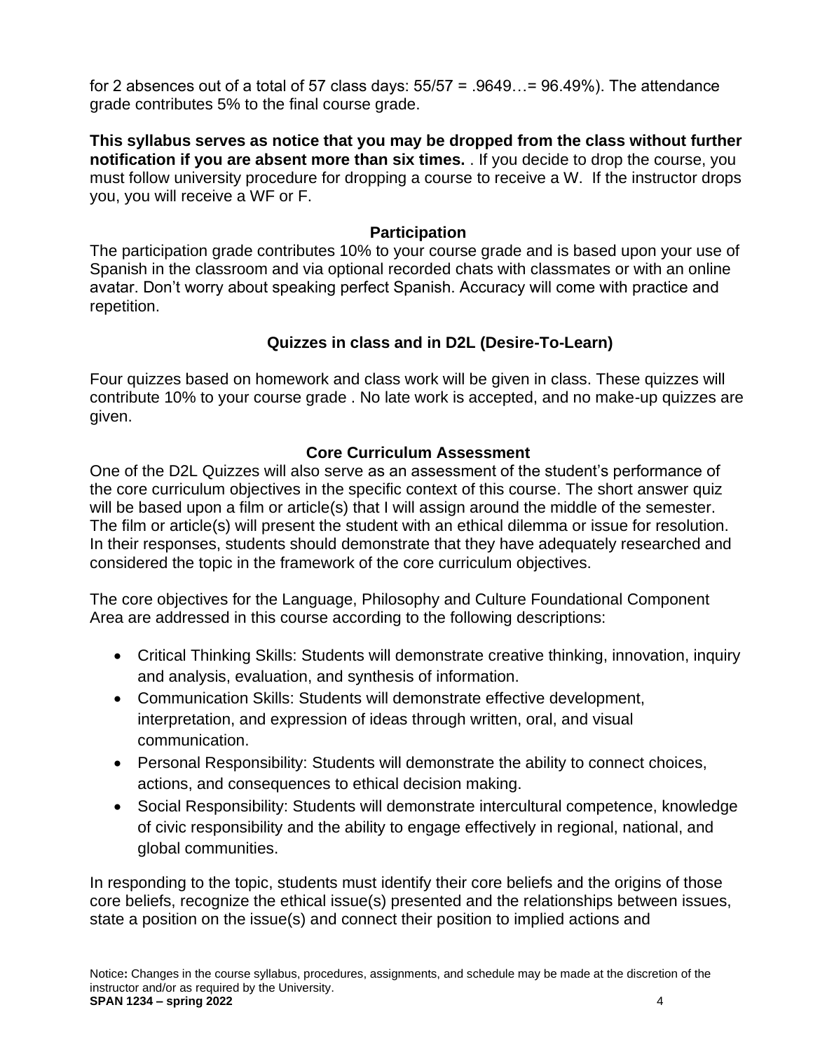for 2 absences out of a total of 57 class days: 55/57 = .9649…= 96.49%). The attendance grade contributes 5% to the final course grade.

**This syllabus serves as notice that you may be dropped from the class without further notification if you are absent more than six times.** . If you decide to drop the course, you must follow university procedure for dropping a course to receive a W. If the instructor drops you, you will receive a WF or F.

### Participation

The participation grade contributes 10% to your course grade and is based upon your use of Spanish in the classroom and via optional recorded chats with classmates or with an online avatar. Don't worry about speaking perfect Spanish. Accuracy will come with practice and repetition.

### Quizzes in class and in D2L (Desire-To-Learn)

Four quizzes based on homework and class work will be given in class. These quizzes will contribute 10% to your course grade . No late work is accepted, and no make-up quizzes are given.

### Core Curriculum Assessment

One of the D2L Quizzes will also serve as an assessment of the student's performance of the core curriculum objectives in the specific context of this course. The short answer quiz will be based upon a film or article(s) that I will assign around the middle of the semester. The film or article(s) will present the student with an ethical dilemma or issue for resolution. In their responses, students should demonstrate that they have adequately researched and considered the topic in the framework of the core curriculum objectives.

The core objectives for the Language, Philosophy and Culture Foundational Component Area are addressed in this course according to the following descriptions:

- Critical Thinking Skills: Students will demonstrate creative thinking, innovation, inquiry and analysis, evaluation, and synthesis of information.
- Communication Skills: Students will demonstrate effective development, interpretation, and expression of ideas through written, oral, and visual communication.
- Personal Responsibility: Students will demonstrate the ability to connect choices, actions, and consequences to ethical decision making.
- Social Responsibility: Students will demonstrate intercultural competence, knowledge of civic responsibility and the ability to engage effectively in regional, national, and global communities.

In responding to the topic, students must identify their core beliefs and the origins of those core beliefs, recognize the ethical issue(s) presented and the relationships between issues, state a position on the issue(s) and connect their position to implied actions and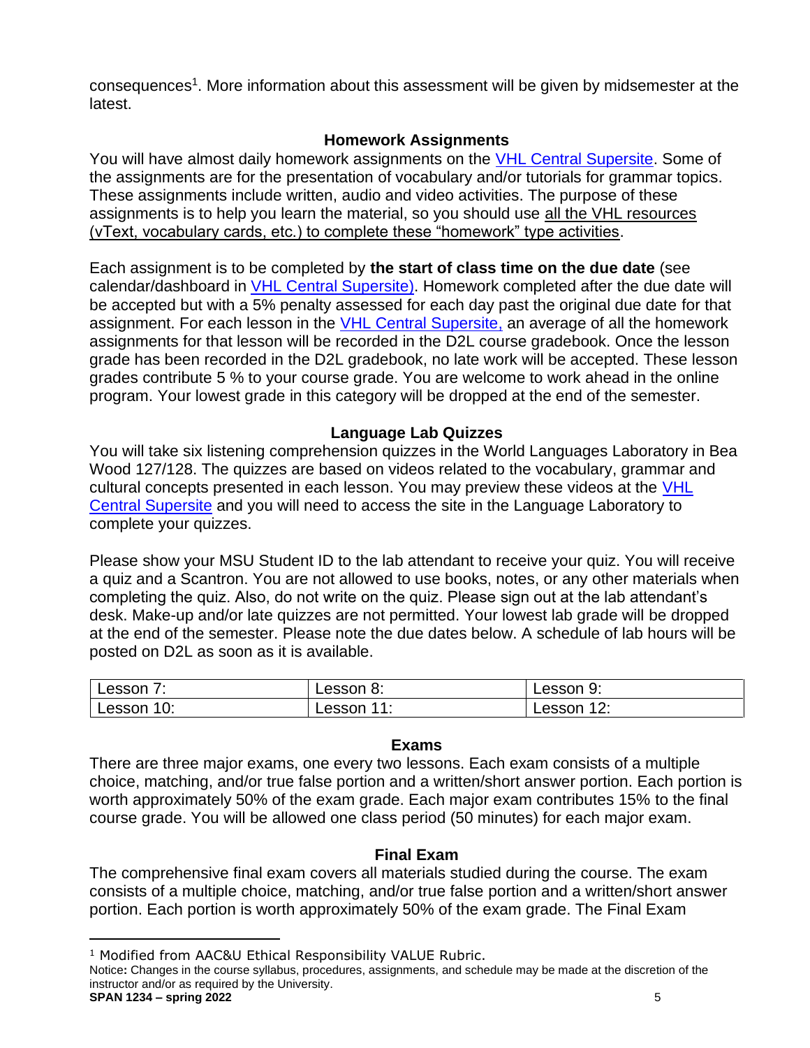consequences[1]. More information about this assessment will be given by midsemester at the latest.

## Homework Assignments

You will have almost daily homework assignments on the VHL Central Supersite. Some of the assignments are for the presentation of vocabulary and/or tutorials for grammar topics. These assignments include written, audio and video activities. The purpose of these assignments is to help you learn the material, so you should use all the VHL resources (vText, vocabulary cards, etc.) to complete these "homework" type activities.

Each assignment is to be completed by **the start of class time on the due date** (see calendar/dashboard in VHL Central Supersite). Homework completed after the due date will be accepted but with a 5% penalty assessed for each day past the original due date for that assignment. For each lesson in the VHL Central Supersite, an average of all the homework assignments for that lesson will be recorded in the D2L course gradebook. Once the lesson grade has been recorded in the D2L gradebook, no late work will be accepted. These lesson grades contribute 5 % to your course grade. You are welcome to work ahead in the online program. Your lowest grade in this category will be dropped at the end of the semester.

## Language Lab Quizzes

You will take six listening comprehension quizzes in the World Languages Laboratory in Bea Wood 127/128. The quizzes are based on videos related to the vocabulary, grammar and cultural concepts presented in each lesson. You may preview these videos at the VHL Central Supersite and you will need to access the site in the Language Laboratory to complete your quizzes.

Please show your MSU Student ID to the lab attendant to receive your quiz. You will receive a quiz and a Scantron. You are not allowed to use books, notes, or any other materials when completing the quiz. Also, do not write on the quiz. Please sign out at the lab attendant's desk. Make-up and/or late quizzes are not permitted. Your lowest lab grade will be dropped at the end of the semester. Please note the due dates below. A schedule of lab hours will be posted on D2L as soon as it is available.

| Lesson 7: | Lesson 8: | Lesson 9: |
|---|---|---|
| Lesson 10: | Lesson 11: | Lesson 12: |

## Exams

There are three major exams, one every two lessons. Each exam consists of a multiple choice, matching, and/or true false portion and a written/short answer portion. Each portion is worth approximately 50% of the exam grade. Each major exam contributes 15% to the final course grade. You will be allowed one class period (50 minutes) for each major exam.

## Final Exam

The comprehensive final exam covers all materials studied during the course. The exam consists of a multiple choice, matching, and/or true false portion and a written/short answer portion. Each portion is worth approximately 50% of the exam grade. The Final Exam

---

[1] Modified from AAC&U Ethical Responsibility VALUE Rubric.

Notice**:** Changes in the course syllabus, procedures, assignments, and schedule may be made at the discretion of the instructor and/or as required by the University.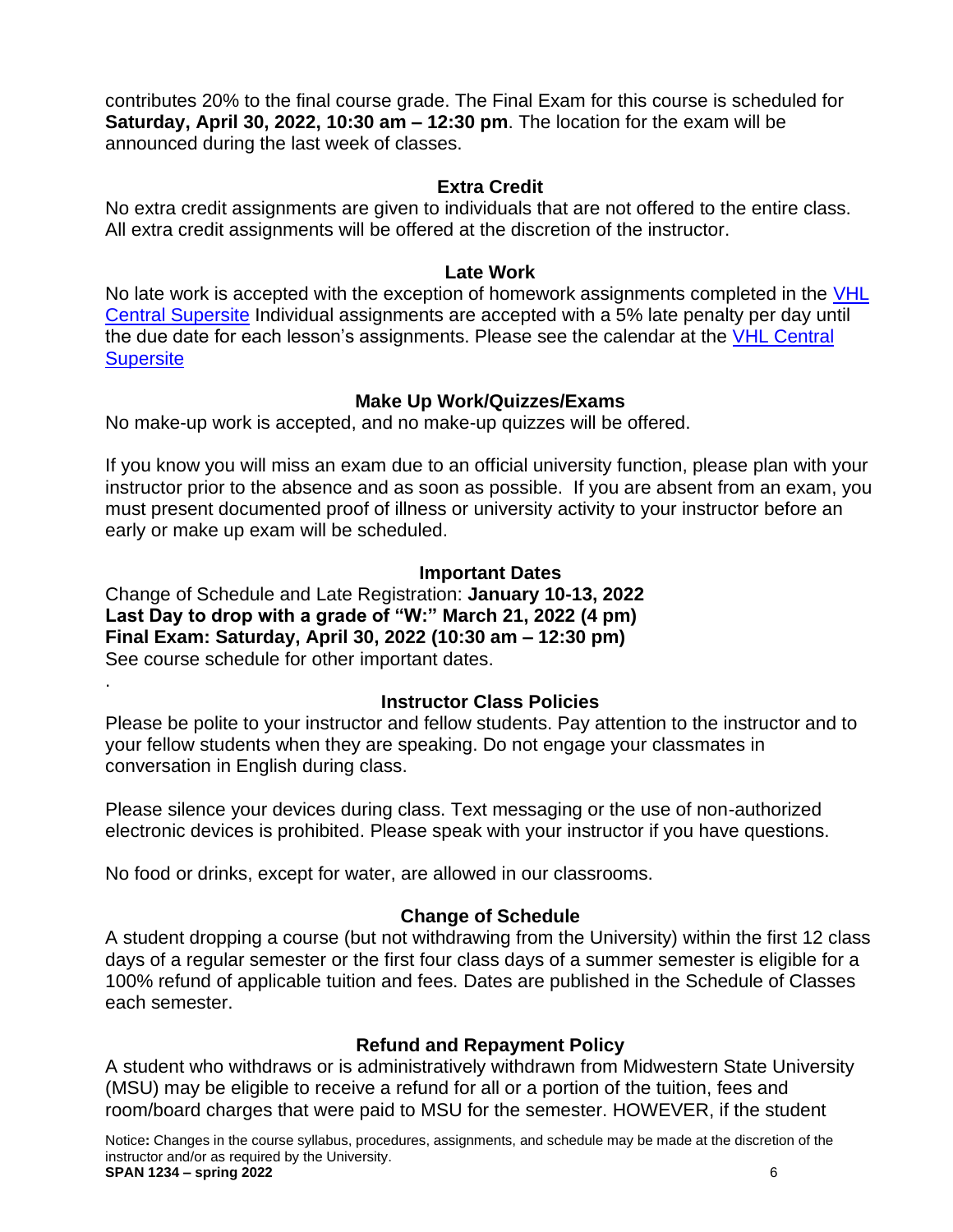contributes 20% to the final course grade. The Final Exam for this course is scheduled for **Saturday, April 30, 2022, 10:30 am – 12:30 pm**. The location for the exam will be announced during the last week of classes.

## Extra Credit

No extra credit assignments are given to individuals that are not offered to the entire class. All extra credit assignments will be offered at the discretion of the instructor.

## Late Work

No late work is accepted with the exception of homework assignments completed in the VHL Central Supersite Individual assignments are accepted with a 5% late penalty per day until the due date for each lesson's assignments. Please see the calendar at the VHL Central Supersite

## Make Up Work/Quizzes/Exams

No make-up work is accepted, and no make-up quizzes will be offered.

If you know you will miss an exam due to an official university function, please plan with your instructor prior to the absence and as soon as possible. If you are absent from an exam, you must present documented proof of illness or university activity to your instructor before an early or make up exam will be scheduled.

## Important Dates

Change of Schedule and Late Registration: **January 10-13, 2022**
**Last Day to drop with a grade of "W:" March 21, 2022 (4 pm)**
**Final Exam: Saturday, April 30, 2022 (10:30 am – 12:30 pm)**
See course schedule for other important dates.

## Instructor Class Policies

Please be polite to your instructor and fellow students. Pay attention to the instructor and to your fellow students when they are speaking. Do not engage your classmates in conversation in English during class.

Please silence your devices during class. Text messaging or the use of non-authorized electronic devices is prohibited. Please speak with your instructor if you have questions.

No food or drinks, except for water, are allowed in our classrooms.

## Change of Schedule

A student dropping a course (but not withdrawing from the University) within the first 12 class days of a regular semester or the first four class days of a summer semester is eligible for a 100% refund of applicable tuition and fees. Dates are published in the Schedule of Classes each semester.

## Refund and Repayment Policy

A student who withdraws or is administratively withdrawn from Midwestern State University (MSU) may be eligible to receive a refund for all or a portion of the tuition, fees and room/board charges that were paid to MSU for the semester. HOWEVER, if the student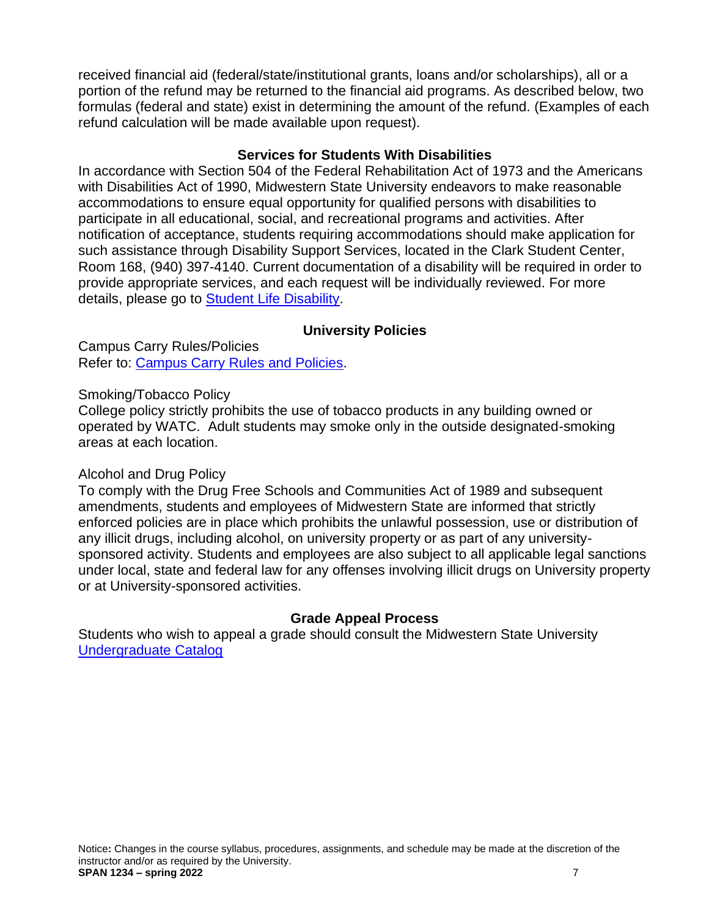received financial aid (federal/state/institutional grants, loans and/or scholarships), all or a portion of the refund may be returned to the financial aid programs. As described below, two formulas (federal and state) exist in determining the amount of the refund. (Examples of each refund calculation will be made available upon request).

## Services for Students With Disabilities

In accordance with Section 504 of the Federal Rehabilitation Act of 1973 and the Americans with Disabilities Act of 1990, Midwestern State University endeavors to make reasonable accommodations to ensure equal opportunity for qualified persons with disabilities to participate in all educational, social, and recreational programs and activities. After notification of acceptance, students requiring accommodations should make application for such assistance through Disability Support Services, located in the Clark Student Center, Room 168, (940) 397-4140. Current documentation of a disability will be required in order to provide appropriate services, and each request will be individually reviewed. For more details, please go to Student Life Disability.

## University Policies

Campus Carry Rules/Policies
Refer to: Campus Carry Rules and Policies.

Smoking/Tobacco Policy
College policy strictly prohibits the use of tobacco products in any building owned or operated by WATC. Adult students may smoke only in the outside designated-smoking areas at each location.

Alcohol and Drug Policy
To comply with the Drug Free Schools and Communities Act of 1989 and subsequent amendments, students and employees of Midwestern State are informed that strictly enforced policies are in place which prohibits the unlawful possession, use or distribution of any illicit drugs, including alcohol, on university property or as part of any university-sponsored activity. Students and employees are also subject to all applicable legal sanctions under local, state and federal law for any offenses involving illicit drugs on University property or at University-sponsored activities.

## Grade Appeal Process

Students who wish to appeal a grade should consult the Midwestern State University Undergraduate Catalog

Notice: Changes in the course syllabus, procedures, assignments, and schedule may be made at the discretion of the instructor and/or as required by the University.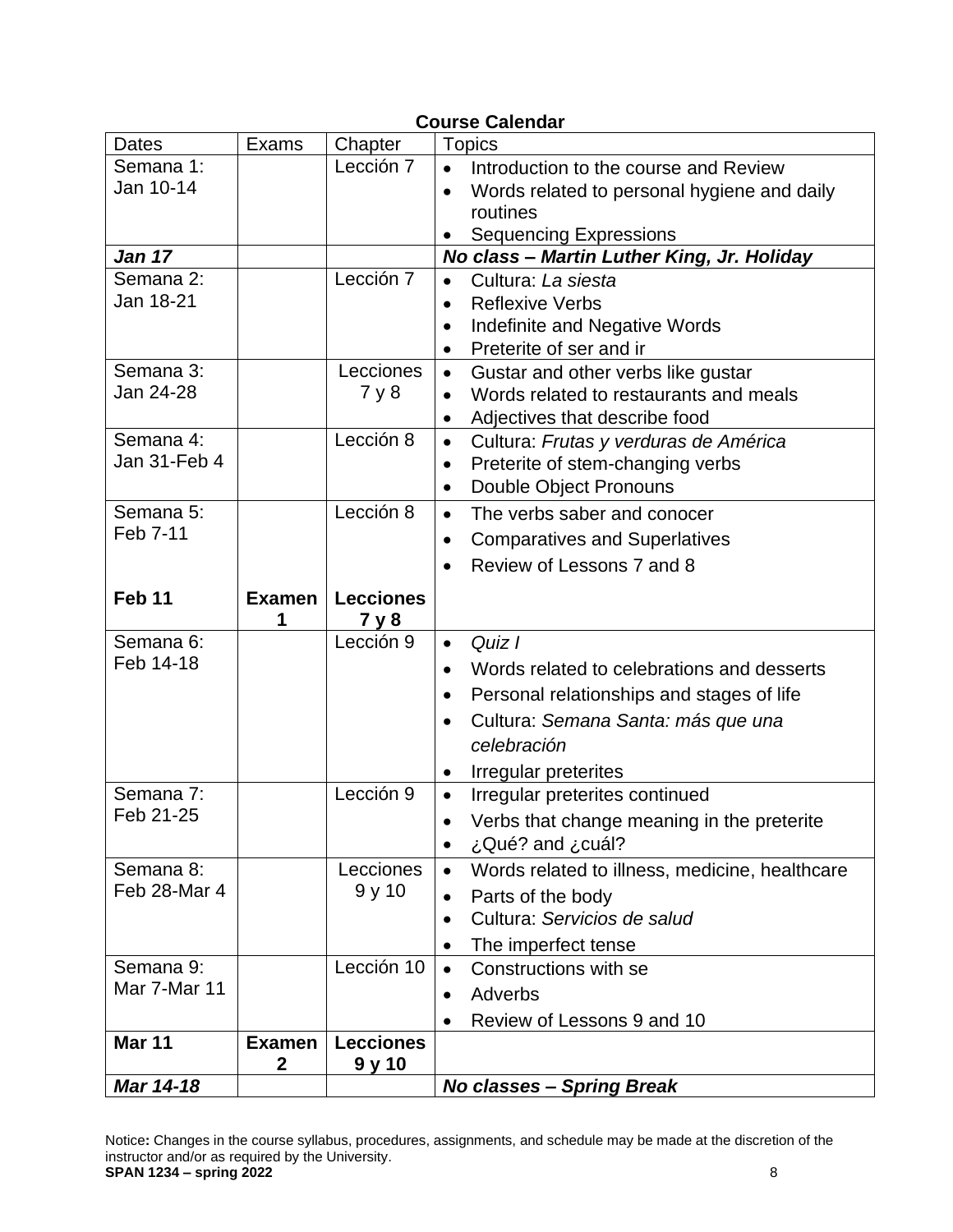**Course Calendar**

| Dates | Exams | Chapter | Topics |
|---|---|---|---|
| Semana 1: Jan 10-14 | | Lección 7 | • Introduction to the course and Review<br>• Words related to personal hygiene and daily routines<br>• Sequencing Expressions |
| ***Jan 17*** | | | ***No class – Martin Luther King, Jr. Holiday*** |
| Semana 2: Jan 18-21 | | Lección 7 | • Cultura: *La siesta*<br>• Reflexive Verbs<br>• Indefinite and Negative Words<br>• Preterite of ser and ir |
| Semana 3: Jan 24-28 | | Lecciones 7 y 8 | • Gustar and other verbs like gustar<br>• Words related to restaurants and meals<br>• Adjectives that describe food |
| Semana 4: Jan 31-Feb 4 | | Lección 8 | • Cultura: *Frutas y verduras de América*<br>• Preterite of stem-changing verbs<br>• Double Object Pronouns |
| Semana 5: Feb 7-11 | | Lección 8 | • The verbs saber and conocer<br>• Comparatives and Superlatives<br>• Review of Lessons 7 and 8 |
| **Feb 11** | **Examen 1** | **Lecciones 7 y 8** | |
| Semana 6: Feb 14-18 | | Lección 9 | • *Quiz I*<br>• Words related to celebrations and desserts<br>• Personal relationships and stages of life<br>• Cultura: *Semana Santa: más que una celebración*<br>• Irregular preterites |
| Semana 7: Feb 21-25 | | Lección 9 | • Irregular preterites continued<br>• Verbs that change meaning in the preterite<br>• ¿Qué? and ¿cuál? |
| Semana 8: Feb 28-Mar 4 | | Lecciones 9 y 10 | • Words related to illness, medicine, healthcare<br>• Parts of the body<br>• Cultura: *Servicios de salud*<br>• The imperfect tense |
| Semana 9: Mar 7-Mar 11 | | Lección 10 | • Constructions with se<br>• Adverbs<br>• Review of Lessons 9 and 10 |
| **Mar 11** | **Examen 2** | **Lecciones 9 y 10** | |
| ***Mar 14-18*** | | | ***No classes – Spring Break*** |

Notice**:** Changes in the course syllabus, procedures, assignments, and schedule may be made at the discretion of the instructor and/or as required by the University.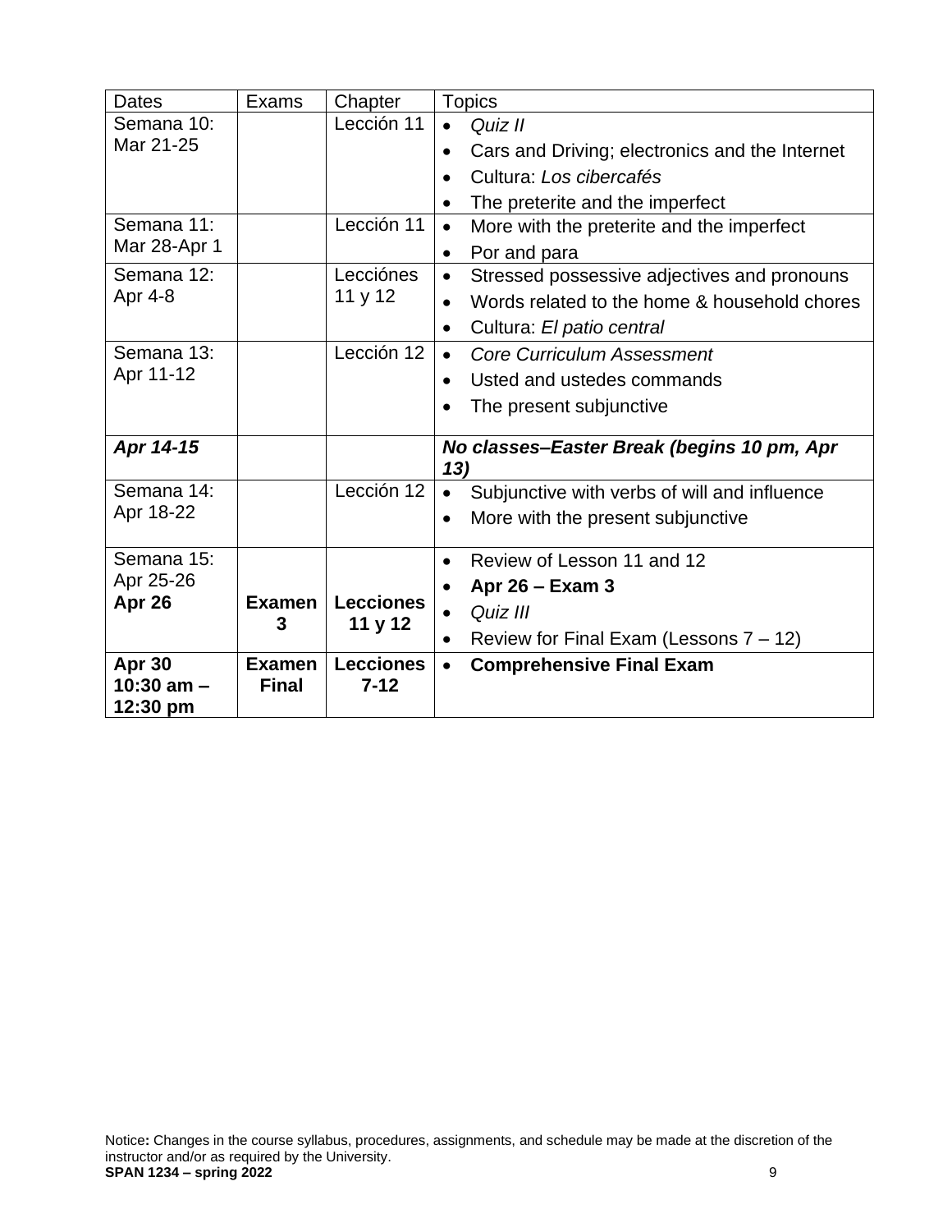| Dates | Exams | Chapter | Topics |
|---|---|---|---|
| Semana 10: Mar 21-25 | | Lección 11 | • *Quiz II*<br>• Cars and Driving; electronics and the Internet<br>• Cultura: *Los cibercafés*<br>• The preterite and the imperfect |
| Semana 11: Mar 28-Apr 1 | | Lección 11 | • More with the preterite and the imperfect<br>• Por and para |
| Semana 12: Apr 4-8 | | Lecciónes 11 y 12 | • Stressed possessive adjectives and pronouns<br>• Words related to the home & household chores<br>• Cultura: *El patio central* |
| Semana 13: Apr 11-12 | | Lección 12 | • *Core Curriculum Assessment*<br>• Usted and ustedes commands<br>• The present subjunctive |
| ***Apr 14-15*** | | | ***No classes–Easter Break (begins 10 pm, Apr 13)*** |
| Semana 14: Apr 18-22 | | Lección 12 | • Subjunctive with verbs of will and influence<br>• More with the present subjunctive |
| Semana 15: Apr 25-26 **Apr 26** | **Examen 3** | **Lecciones 11 y 12** | • Review of Lesson 11 and 12<br>• **Apr 26 – Exam 3**<br>• *Quiz III*<br>• Review for Final Exam (Lessons 7 – 12) |
| **Apr 30 10:30 am – 12:30 pm** | **Examen Final** | **Lecciones 7-12** | • **Comprehensive Final Exam** |

Notice**:** Changes in the course syllabus, procedures, assignments, and schedule may be made at the discretion of the instructor and/or as required by the University.